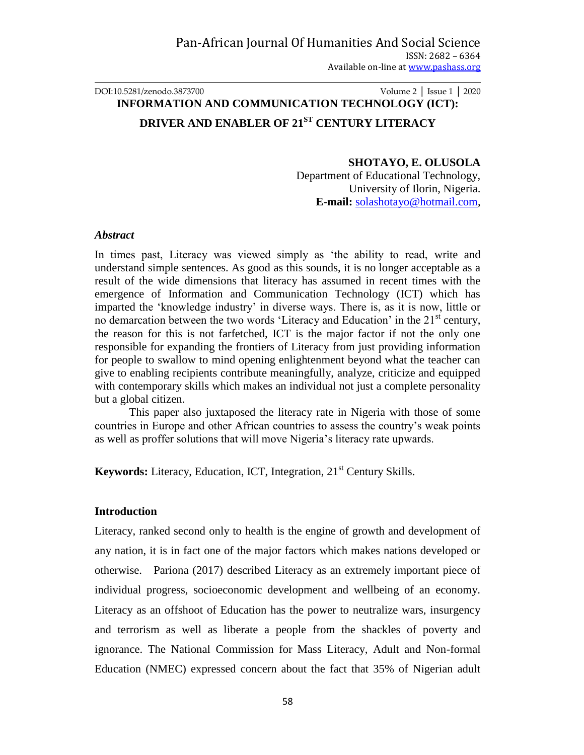DOI:10.5281/zenodo.3873700

# INFORMATION AND COMMUNICATION TECHNOLOGY (ICT): DRIVER AND ENABLER OF 21ST CENTURY LITERACY

**SHOTAYO, E. OLUSOLA**
Department of Educational Technology,
University of Ilorin, Nigeria.
**E-mail:** solashotayo@hotmail.com,

### *Abstract*

In times past, Literacy was viewed simply as 'the ability to read, write and understand simple sentences. As good as this sounds, it is no longer acceptable as a result of the wide dimensions that literacy has assumed in recent times with the emergence of Information and Communication Technology (ICT) which has imparted the 'knowledge industry' in diverse ways. There is, as it is now, little or no demarcation between the two words 'Literacy and Education' in the 21st century, the reason for this is not farfetched, ICT is the major factor if not the only one responsible for expanding the frontiers of Literacy from just providing information for people to swallow to mind opening enlightenment beyond what the teacher can give to enabling recipients contribute meaningfully, analyze, criticize and equipped with contemporary skills which makes an individual not just a complete personality but a global citizen.

This paper also juxtaposed the literacy rate in Nigeria with those of some countries in Europe and other African countries to assess the country's weak points as well as proffer solutions that will move Nigeria's literacy rate upwards.

**Keywords:** Literacy, Education, ICT, Integration, 21st Century Skills.

## Introduction

Literacy, ranked second only to health is the engine of growth and development of any nation, it is in fact one of the major factors which makes nations developed or otherwise. Pariona (2017) described Literacy as an extremely important piece of individual progress, socioeconomic development and wellbeing of an economy. Literacy as an offshoot of Education has the power to neutralize wars, insurgency and terrorism as well as liberate a people from the shackles of poverty and ignorance. The National Commission for Mass Literacy, Adult and Non-formal Education (NMEC) expressed concern about the fact that 35% of Nigerian adult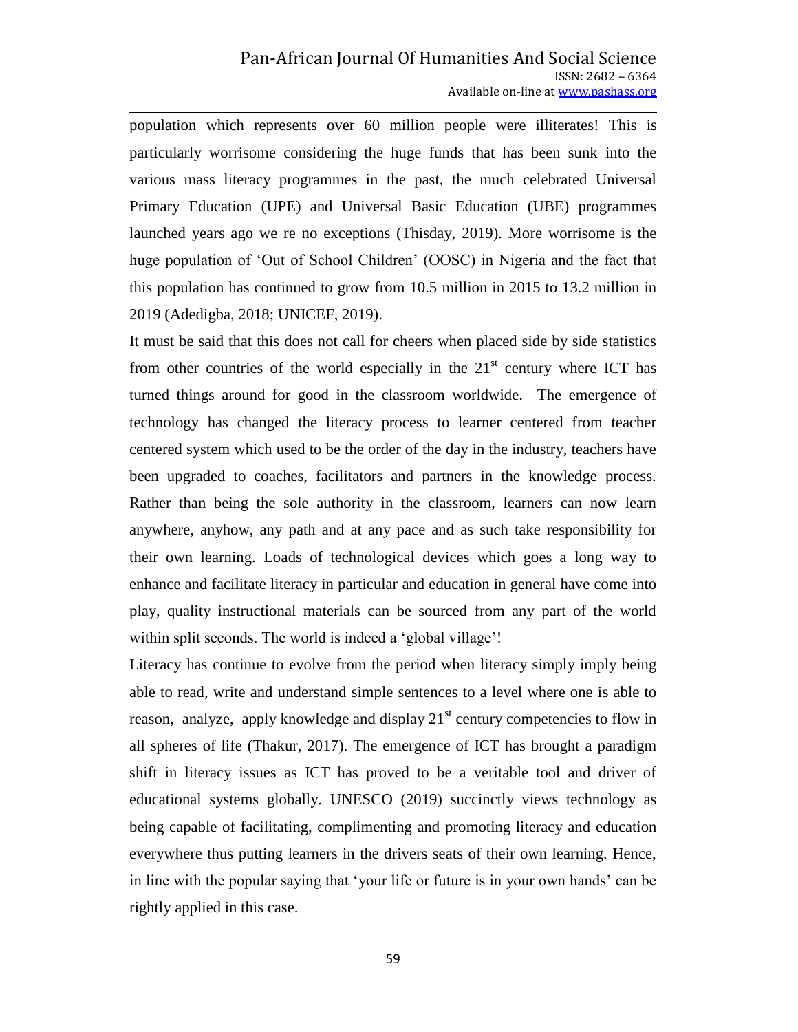population which represents over 60 million people were illiterates! This is particularly worrisome considering the huge funds that has been sunk into the various mass literacy programmes in the past, the much celebrated Universal Primary Education (UPE) and Universal Basic Education (UBE) programmes launched years ago we re no exceptions (Thisday, 2019). More worrisome is the huge population of 'Out of School Children' (OOSC) in Nigeria and the fact that this population has continued to grow from 10.5 million in 2015 to 13.2 million in 2019 (Adedigba, 2018; UNICEF, 2019).

It must be said that this does not call for cheers when placed side by side statistics from other countries of the world especially in the 21st century where ICT has turned things around for good in the classroom worldwide. The emergence of technology has changed the literacy process to learner centered from teacher centered system which used to be the order of the day in the industry, teachers have been upgraded to coaches, facilitators and partners in the knowledge process. Rather than being the sole authority in the classroom, learners can now learn anywhere, anyhow, any path and at any pace and as such take responsibility for their own learning. Loads of technological devices which goes a long way to enhance and facilitate literacy in particular and education in general have come into play, quality instructional materials can be sourced from any part of the world within split seconds. The world is indeed a 'global village'!

Literacy has continue to evolve from the period when literacy simply imply being able to read, write and understand simple sentences to a level where one is able to reason, analyze, apply knowledge and display 21st century competencies to flow in all spheres of life (Thakur, 2017). The emergence of ICT has brought a paradigm shift in literacy issues as ICT has proved to be a veritable tool and driver of educational systems globally. UNESCO (2019) succinctly views technology as being capable of facilitating, complimenting and promoting literacy and education everywhere thus putting learners in the drivers seats of their own learning. Hence, in line with the popular saying that 'your life or future is in your own hands' can be rightly applied in this case.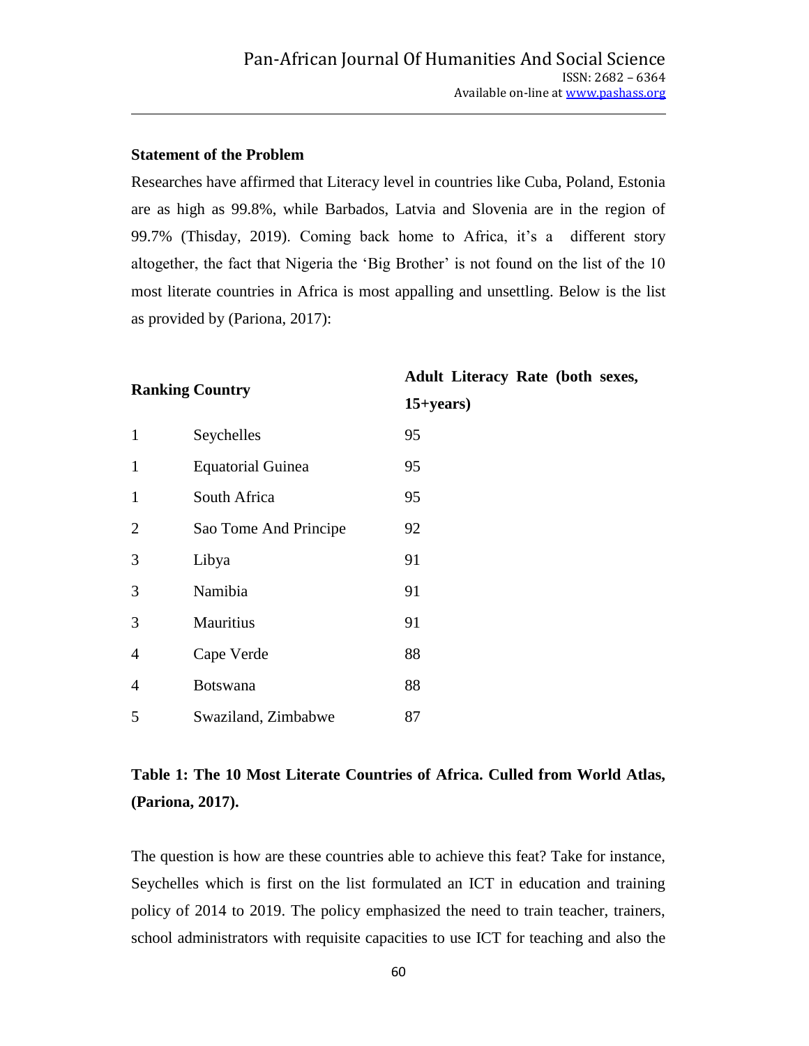### Statement of the Problem

Researches have affirmed that Literacy level in countries like Cuba, Poland, Estonia are as high as 99.8%, while Barbados, Latvia and Slovenia are in the region of 99.7% (Thisday, 2019). Coming back home to Africa, it's a different story altogether, the fact that Nigeria the 'Big Brother' is not found on the list of the 10 most literate countries in Africa is most appalling and unsettling. Below is the list as provided by (Pariona, 2017):

| Ranking | Country | Adult Literacy Rate (both sexes, 15+years) |
|---|---|---|
| 1 | Seychelles | 95 |
| 1 | Equatorial Guinea | 95 |
| 1 | South Africa | 95 |
| 2 | Sao Tome And Principe | 92 |
| 3 | Libya | 91 |
| 3 | Namibia | 91 |
| 3 | Mauritius | 91 |
| 4 | Cape Verde | 88 |
| 4 | Botswana | 88 |
| 5 | Swaziland, Zimbabwe | 87 |

**Table 1: The 10 Most Literate Countries of Africa. Culled from World Atlas, (Pariona, 2017).**

The question is how are these countries able to achieve this feat? Take for instance, Seychelles which is first on the list formulated an ICT in education and training policy of 2014 to 2019. The policy emphasized the need to train teacher, trainers, school administrators with requisite capacities to use ICT for teaching and also the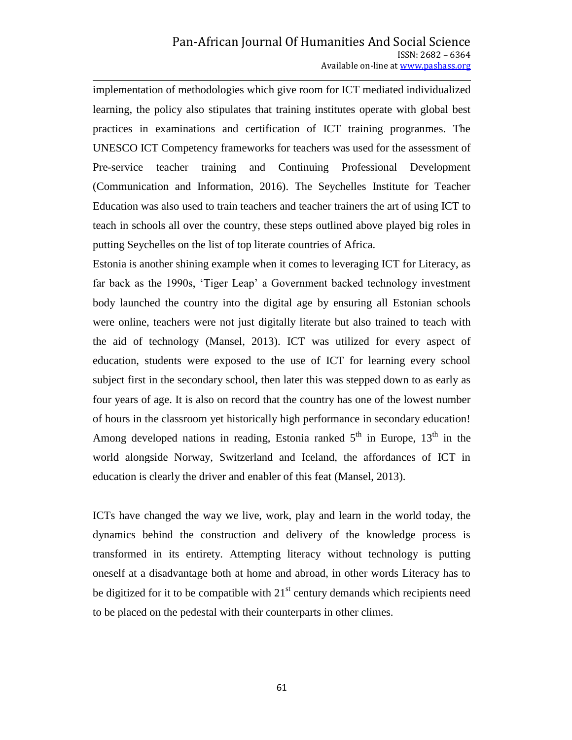implementation of methodologies which give room for ICT mediated individualized learning, the policy also stipulates that training institutes operate with global best practices in examinations and certification of ICT training progranmes. The UNESCO ICT Competency frameworks for teachers was used for the assessment of Pre-service teacher training and Continuing Professional Development (Communication and Information, 2016). The Seychelles Institute for Teacher Education was also used to train teachers and teacher trainers the art of using ICT to teach in schools all over the country, these steps outlined above played big roles in putting Seychelles on the list of top literate countries of Africa.

Estonia is another shining example when it comes to leveraging ICT for Literacy, as far back as the 1990s, 'Tiger Leap' a Government backed technology investment body launched the country into the digital age by ensuring all Estonian schools were online, teachers were not just digitally literate but also trained to teach with the aid of technology (Mansel, 2013). ICT was utilized for every aspect of education, students were exposed to the use of ICT for learning every school subject first in the secondary school, then later this was stepped down to as early as four years of age. It is also on record that the country has one of the lowest number of hours in the classroom yet historically high performance in secondary education! Among developed nations in reading, Estonia ranked 5th in Europe, 13th in the world alongside Norway, Switzerland and Iceland, the affordances of ICT in education is clearly the driver and enabler of this feat (Mansel, 2013).

ICTs have changed the way we live, work, play and learn in the world today, the dynamics behind the construction and delivery of the knowledge process is transformed in its entirety. Attempting literacy without technology is putting oneself at a disadvantage both at home and abroad, in other words Literacy has to be digitized for it to be compatible with 21st century demands which recipients need to be placed on the pedestal with their counterparts in other climes.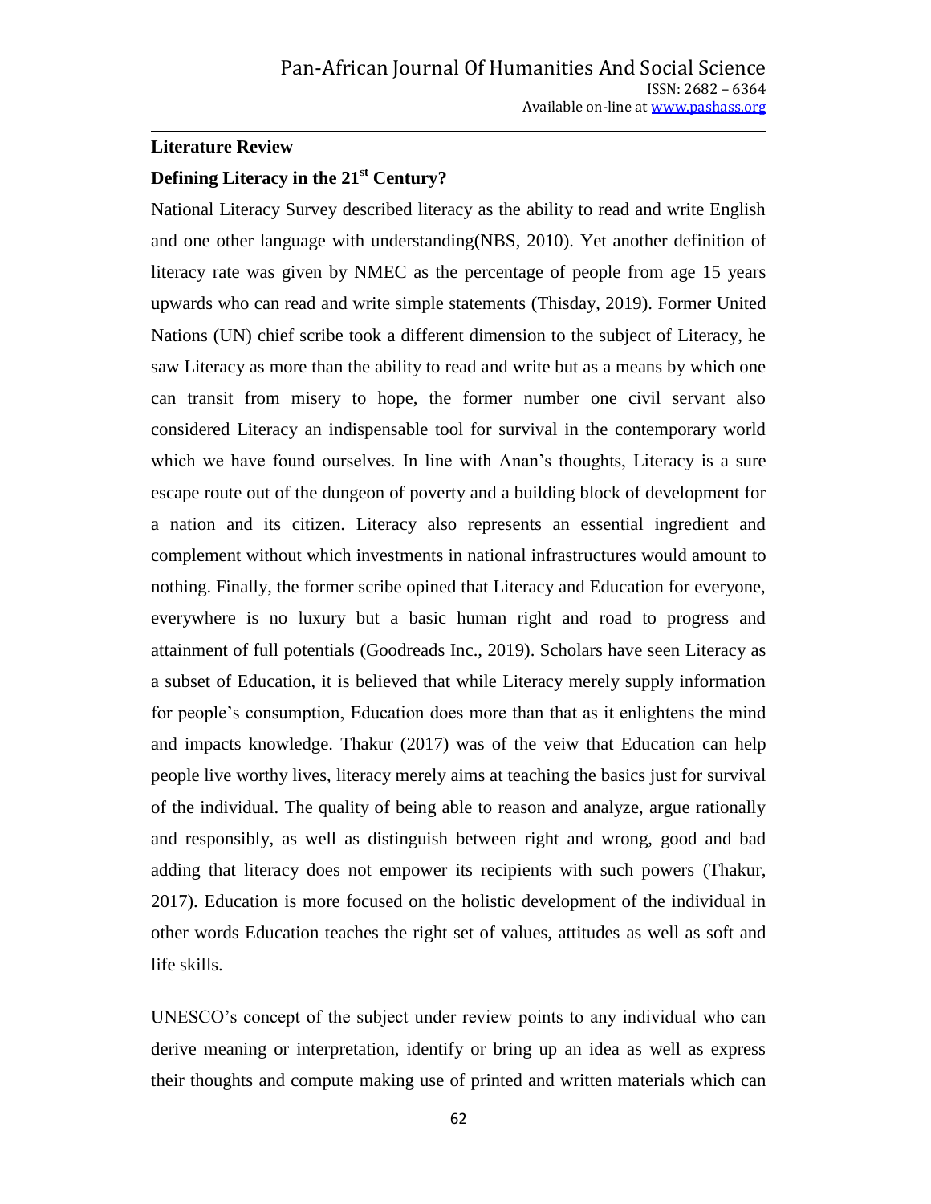## Literature Review

### Defining Literacy in the 21st Century?

National Literacy Survey described literacy as the ability to read and write English and one other language with understanding(NBS, 2010). Yet another definition of literacy rate was given by NMEC as the percentage of people from age 15 years upwards who can read and write simple statements (Thisday, 2019). Former United Nations (UN) chief scribe took a different dimension to the subject of Literacy, he saw Literacy as more than the ability to read and write but as a means by which one can transit from misery to hope, the former number one civil servant also considered Literacy an indispensable tool for survival in the contemporary world which we have found ourselves. In line with Anan's thoughts, Literacy is a sure escape route out of the dungeon of poverty and a building block of development for a nation and its citizen. Literacy also represents an essential ingredient and complement without which investments in national infrastructures would amount to nothing. Finally, the former scribe opined that Literacy and Education for everyone, everywhere is no luxury but a basic human right and road to progress and attainment of full potentials (Goodreads Inc., 2019). Scholars have seen Literacy as a subset of Education, it is believed that while Literacy merely supply information for people's consumption, Education does more than that as it enlightens the mind and impacts knowledge. Thakur (2017) was of the veiw that Education can help people live worthy lives, literacy merely aims at teaching the basics just for survival of the individual. The quality of being able to reason and analyze, argue rationally and responsibly, as well as distinguish between right and wrong, good and bad adding that literacy does not empower its recipients with such powers (Thakur, 2017). Education is more focused on the holistic development of the individual in other words Education teaches the right set of values, attitudes as well as soft and life skills.

UNESCO's concept of the subject under review points to any individual who can derive meaning or interpretation, identify or bring up an idea as well as express their thoughts and compute making use of printed and written materials which can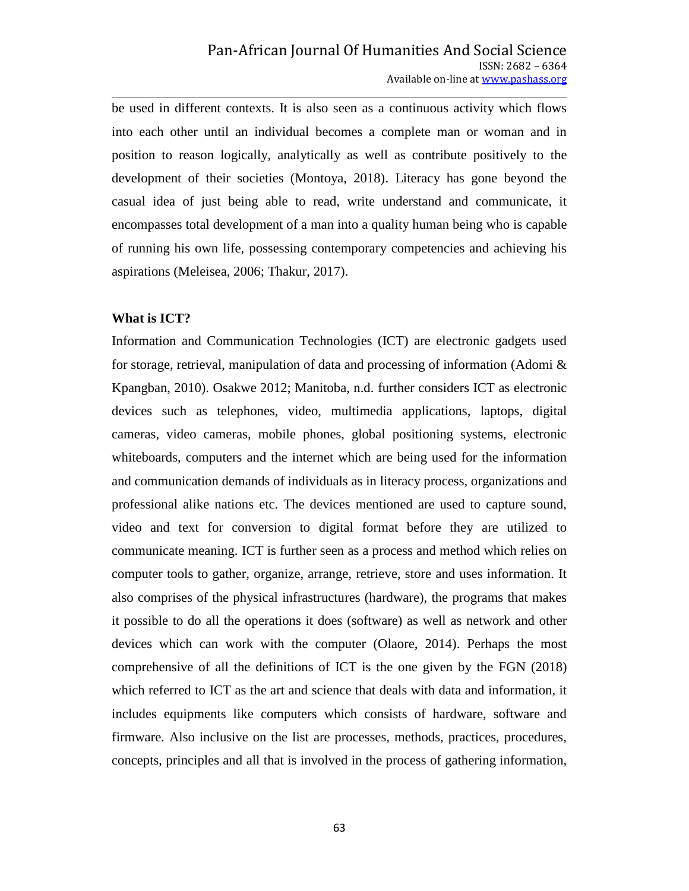be used in different contexts. It is also seen as a continuous activity which flows into each other until an individual becomes a complete man or woman and in position to reason logically, analytically as well as contribute positively to the development of their societies (Montoya, 2018). Literacy has gone beyond the casual idea of just being able to read, write understand and communicate, it encompasses total development of a man into a quality human being who is capable of running his own life, possessing contemporary competencies and achieving his aspirations (Meleisea, 2006; Thakur, 2017).

**What is ICT?**

Information and Communication Technologies (ICT) are electronic gadgets used for storage, retrieval, manipulation of data and processing of information (Adomi & Kpangban, 2010). Osakwe 2012; Manitoba, n.d. further considers ICT as electronic devices such as telephones, video, multimedia applications, laptops, digital cameras, video cameras, mobile phones, global positioning systems, electronic whiteboards, computers and the internet which are being used for the information and communication demands of individuals as in literacy process, organizations and professional alike nations etc. The devices mentioned are used to capture sound, video and text for conversion to digital format before they are utilized to communicate meaning. ICT is further seen as a process and method which relies on computer tools to gather, organize, arrange, retrieve, store and uses information. It also comprises of the physical infrastructures (hardware), the programs that makes it possible to do all the operations it does (software) as well as network and other devices which can work with the computer (Olaore, 2014). Perhaps the most comprehensive of all the definitions of ICT is the one given by the FGN (2018) which referred to ICT as the art and science that deals with data and information, it includes equipments like computers which consists of hardware, software and firmware. Also inclusive on the list are processes, methods, practices, procedures, concepts, principles and all that is involved in the process of gathering information,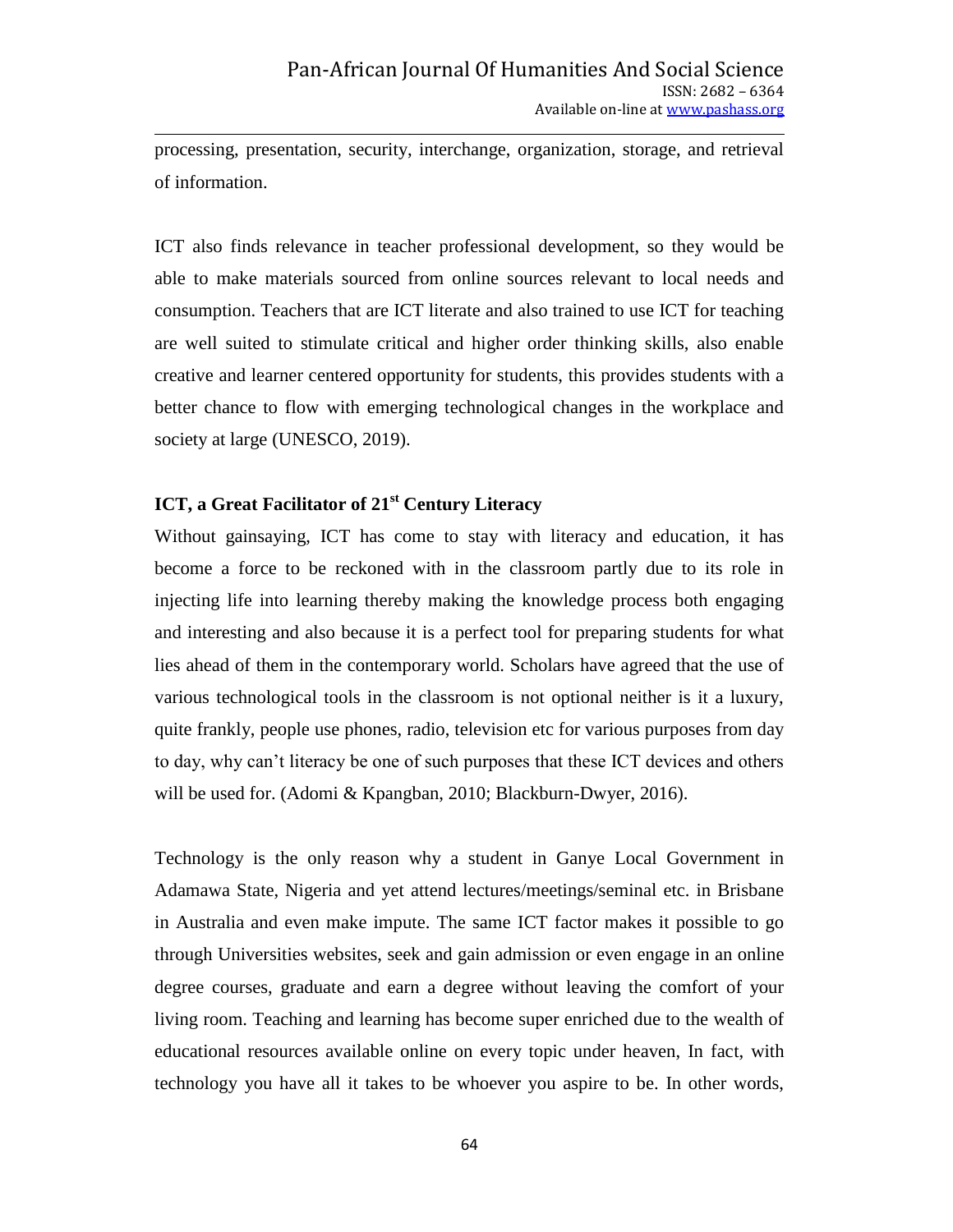processing, presentation, security, interchange, organization, storage, and retrieval of information.

ICT also finds relevance in teacher professional development, so they would be able to make materials sourced from online sources relevant to local needs and consumption. Teachers that are ICT literate and also trained to use ICT for teaching are well suited to stimulate critical and higher order thinking skills, also enable creative and learner centered opportunity for students, this provides students with a better chance to flow with emerging technological changes in the workplace and society at large (UNESCO, 2019).

### ICT, a Great Facilitator of 21st Century Literacy

Without gainsaying, ICT has come to stay with literacy and education, it has become a force to be reckoned with in the classroom partly due to its role in injecting life into learning thereby making the knowledge process both engaging and interesting and also because it is a perfect tool for preparing students for what lies ahead of them in the contemporary world. Scholars have agreed that the use of various technological tools in the classroom is not optional neither is it a luxury, quite frankly, people use phones, radio, television etc for various purposes from day to day, why can't literacy be one of such purposes that these ICT devices and others will be used for. (Adomi & Kpangban, 2010; Blackburn-Dwyer, 2016).

Technology is the only reason why a student in Ganye Local Government in Adamawa State, Nigeria and yet attend lectures/meetings/seminal etc. in Brisbane in Australia and even make impute. The same ICT factor makes it possible to go through Universities websites, seek and gain admission or even engage in an online degree courses, graduate and earn a degree without leaving the comfort of your living room. Teaching and learning has become super enriched due to the wealth of educational resources available online on every topic under heaven, In fact, with technology you have all it takes to be whoever you aspire to be. In other words,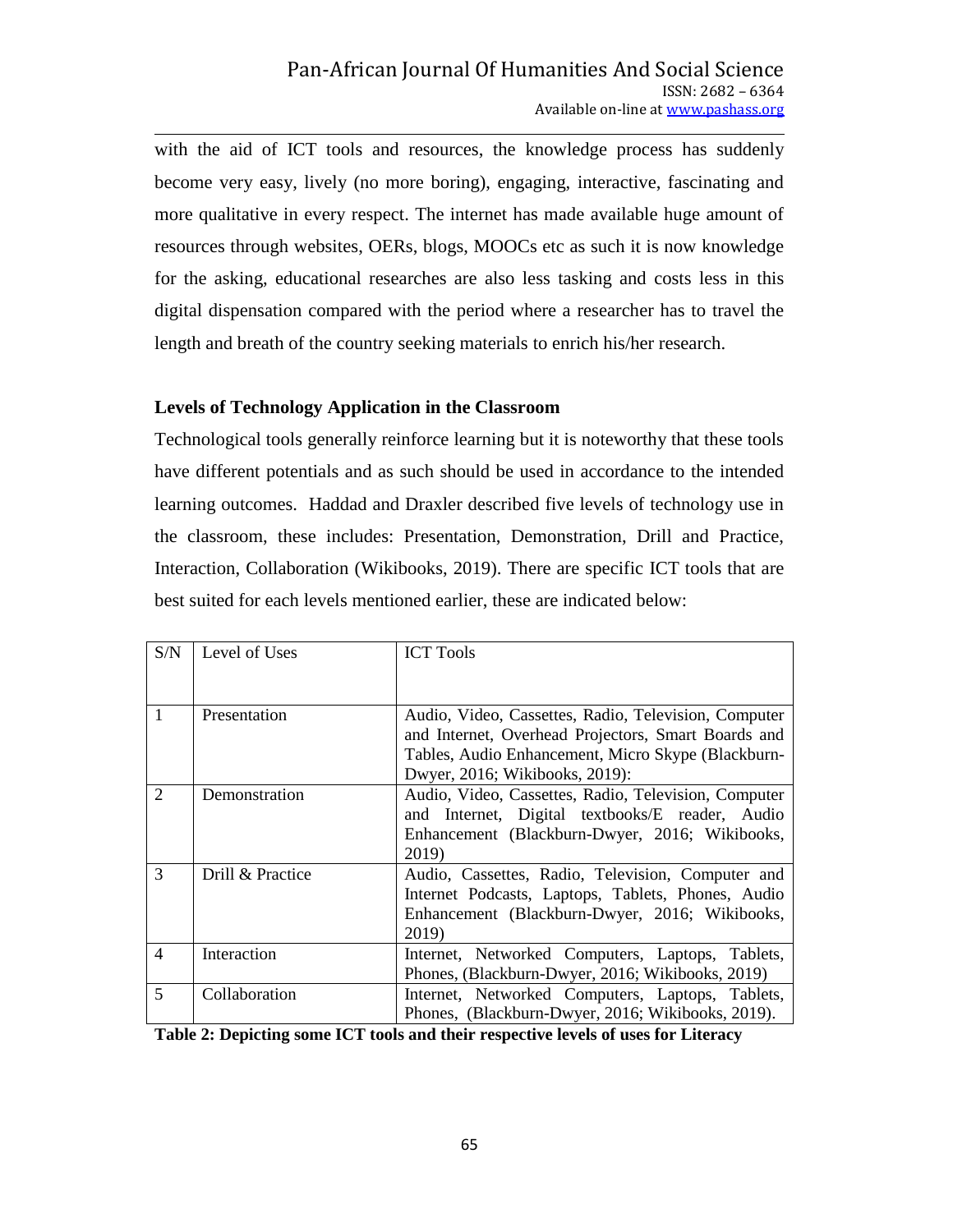with the aid of ICT tools and resources, the knowledge process has suddenly become very easy, lively (no more boring), engaging, interactive, fascinating and more qualitative in every respect. The internet has made available huge amount of resources through websites, OERs, blogs, MOOCs etc as such it is now knowledge for the asking, educational researches are also less tasking and costs less in this digital dispensation compared with the period where a researcher has to travel the length and breath of the country seeking materials to enrich his/her research.

**Levels of Technology Application in the Classroom**

Technological tools generally reinforce learning but it is noteworthy that these tools have different potentials and as such should be used in accordance to the intended learning outcomes. Haddad and Draxler described five levels of technology use in the classroom, these includes: Presentation, Demonstration, Drill and Practice, Interaction, Collaboration (Wikibooks, 2019). There are specific ICT tools that are best suited for each levels mentioned earlier, these are indicated below:

| S/N | Level of Uses | ICT Tools |
|---|---|---|
| 1 | Presentation | Audio, Video, Cassettes, Radio, Television, Computer and Internet, Overhead Projectors, Smart Boards and Tables, Audio Enhancement, Micro Skype (Blackburn-Dwyer, 2016; Wikibooks, 2019): |
| 2 | Demonstration | Audio, Video, Cassettes, Radio, Television, Computer and Internet, Digital textbooks/E reader, Audio Enhancement (Blackburn-Dwyer, 2016; Wikibooks, 2019) |
| 3 | Drill & Practice | Audio, Cassettes, Radio, Television, Computer and Internet Podcasts, Laptops, Tablets, Phones, Audio Enhancement (Blackburn-Dwyer, 2016; Wikibooks, 2019) |
| 4 | Interaction | Internet, Networked Computers, Laptops, Tablets, Phones, (Blackburn-Dwyer, 2016; Wikibooks, 2019) |
| 5 | Collaboration | Internet, Networked Computers, Laptops, Tablets, Phones, (Blackburn-Dwyer, 2016; Wikibooks, 2019). |

**Table 2: Depicting some ICT tools and their respective levels of uses for Literacy**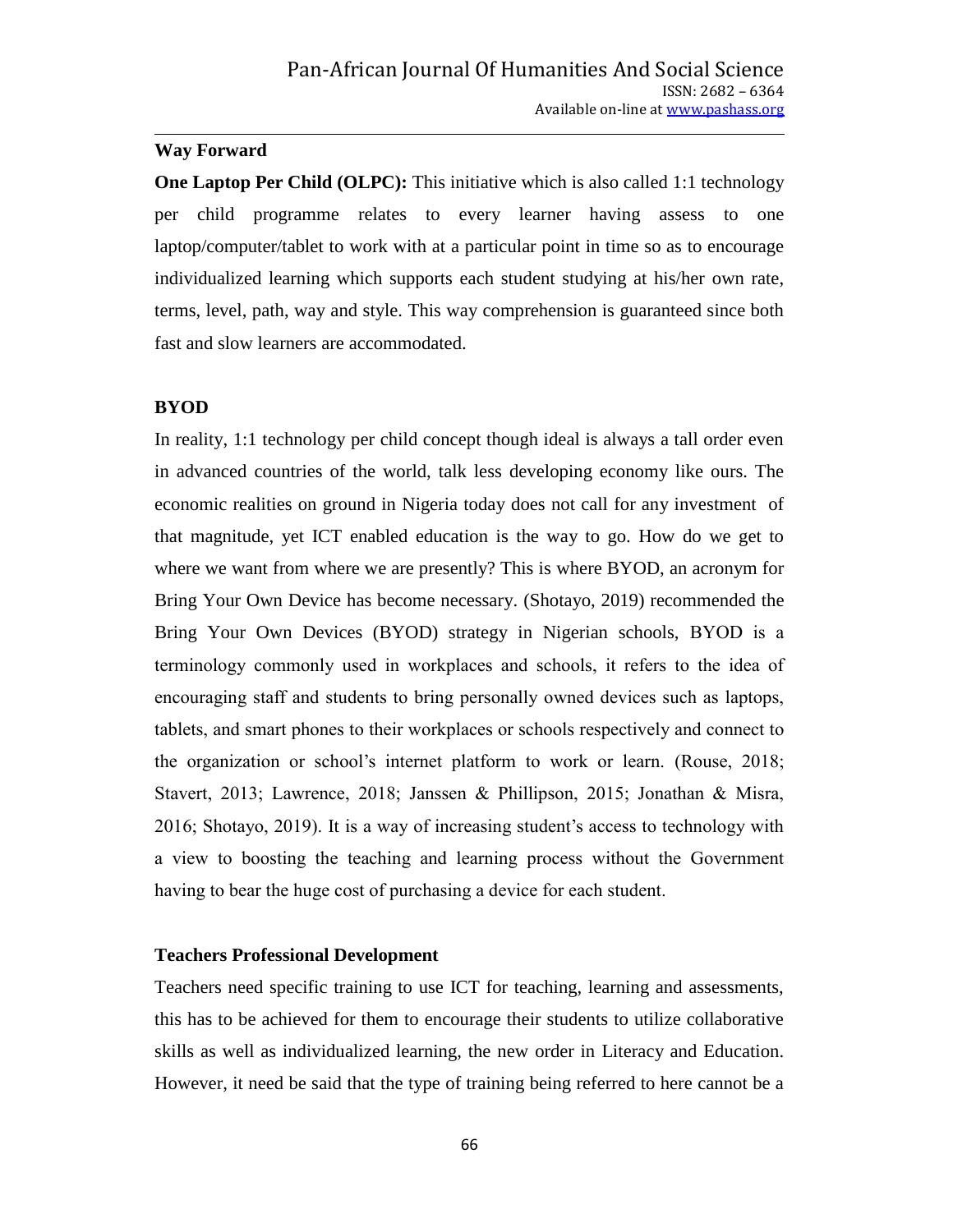**Way Forward**

**One Laptop Per Child (OLPC):** This initiative which is also called 1:1 technology per child programme relates to every learner having assess to one laptop/computer/tablet to work with at a particular point in time so as to encourage individualized learning which supports each student studying at his/her own rate, terms, level, path, way and style. This way comprehension is guaranteed since both fast and slow learners are accommodated.

**BYOD**

In reality, 1:1 technology per child concept though ideal is always a tall order even in advanced countries of the world, talk less developing economy like ours. The economic realities on ground in Nigeria today does not call for any investment of that magnitude, yet ICT enabled education is the way to go. How do we get to where we want from where we are presently? This is where BYOD, an acronym for Bring Your Own Device has become necessary. (Shotayo, 2019) recommended the Bring Your Own Devices (BYOD) strategy in Nigerian schools, BYOD is a terminology commonly used in workplaces and schools, it refers to the idea of encouraging staff and students to bring personally owned devices such as laptops, tablets, and smart phones to their workplaces or schools respectively and connect to the organization or school's internet platform to work or learn. (Rouse, 2018; Stavert, 2013; Lawrence, 2018; Janssen & Phillipson, 2015; Jonathan & Misra, 2016; Shotayo, 2019). It is a way of increasing student's access to technology with a view to boosting the teaching and learning process without the Government having to bear the huge cost of purchasing a device for each student.

**Teachers Professional Development**

Teachers need specific training to use ICT for teaching, learning and assessments, this has to be achieved for them to encourage their students to utilize collaborative skills as well as individualized learning, the new order in Literacy and Education. However, it need be said that the type of training being referred to here cannot be a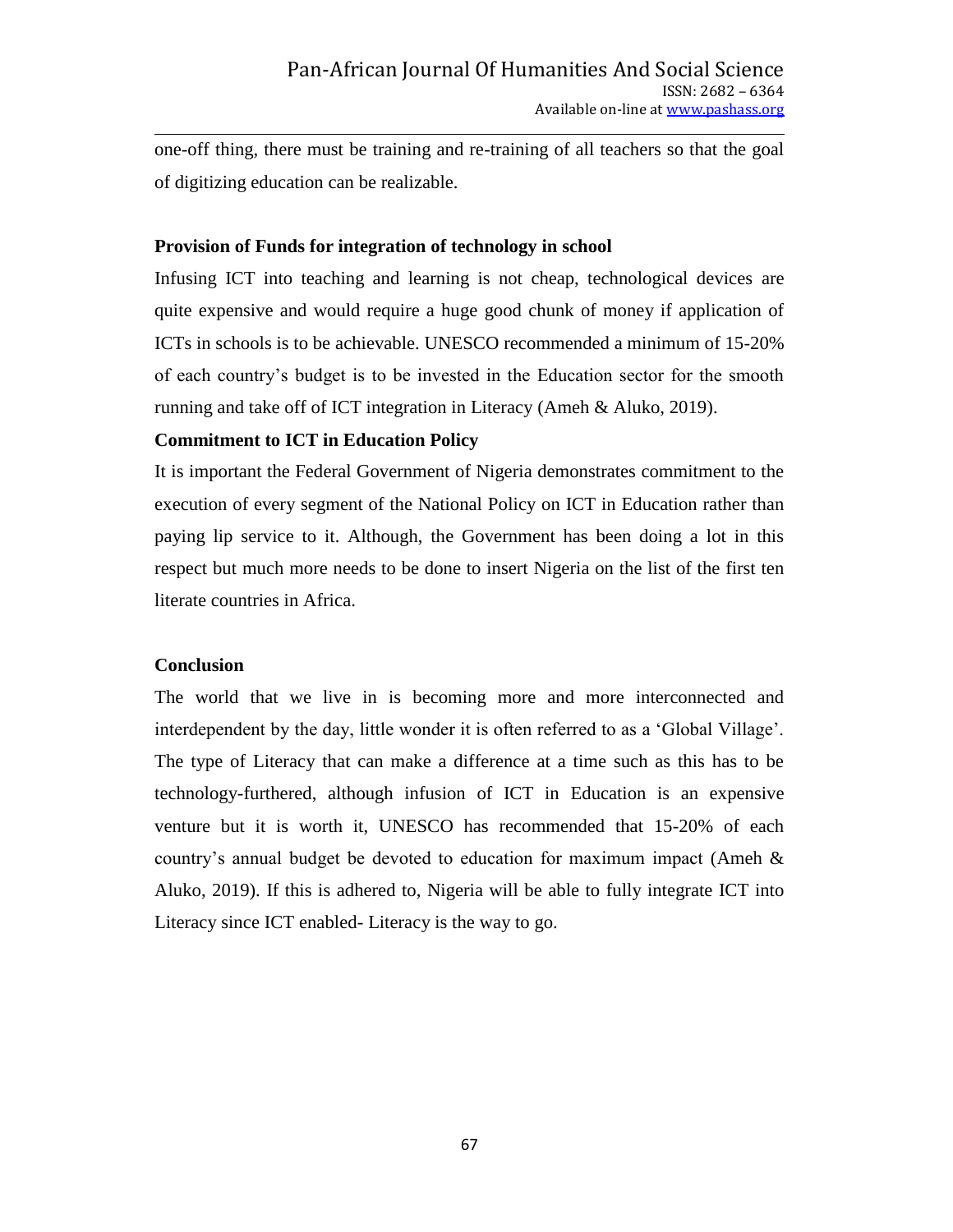one-off thing, there must be training and re-training of all teachers so that the goal of digitizing education can be realizable.

**Provision of Funds for integration of technology in school**

Infusing ICT into teaching and learning is not cheap, technological devices are quite expensive and would require a huge good chunk of money if application of ICTs in schools is to be achievable. UNESCO recommended a minimum of 15-20% of each country's budget is to be invested in the Education sector for the smooth running and take off of ICT integration in Literacy (Ameh & Aluko, 2019).

**Commitment to ICT in Education Policy**

It is important the Federal Government of Nigeria demonstrates commitment to the execution of every segment of the National Policy on ICT in Education rather than paying lip service to it. Although, the Government has been doing a lot in this respect but much more needs to be done to insert Nigeria on the list of the first ten literate countries in Africa.

**Conclusion**

The world that we live in is becoming more and more interconnected and interdependent by the day, little wonder it is often referred to as a 'Global Village'. The type of Literacy that can make a difference at a time such as this has to be technology-furthered, although infusion of ICT in Education is an expensive venture but it is worth it, UNESCO has recommended that 15-20% of each country's annual budget be devoted to education for maximum impact (Ameh & Aluko, 2019). If this is adhered to, Nigeria will be able to fully integrate ICT into Literacy since ICT enabled- Literacy is the way to go.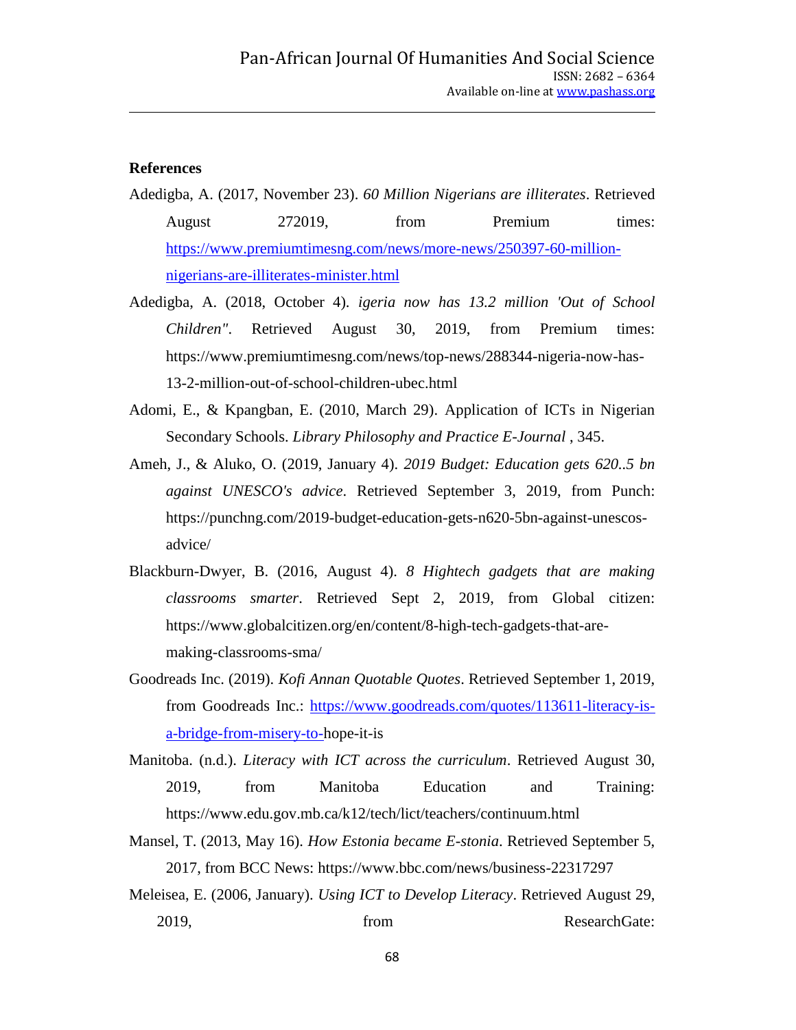**References**

Adedigba, A. (2017, November 23). *60 Million Nigerians are illiterates*. Retrieved August 272019, from Premium times: https://www.premiumtimesng.com/news/more-news/250397-60-million-nigerians-are-illiterates-minister.html

Adedigba, A. (2018, October 4). *igeria now has 13.2 million 'Out of School Children"*. Retrieved August 30, 2019, from Premium times: https://www.premiumtimesng.com/news/top-news/288344-nigeria-now-has-13-2-million-out-of-school-children-ubec.html

Adomi, E., & Kpangban, E. (2010, March 29). Application of ICTs in Nigerian Secondary Schools. *Library Philosophy and Practice E-Journal* , 345.

Ameh, J., & Aluko, O. (2019, January 4). *2019 Budget: Education gets 620..5 bn against UNESCO's advice*. Retrieved September 3, 2019, from Punch: https://punchng.com/2019-budget-education-gets-n620-5bn-against-unescos-advice/

Blackburn-Dwyer, B. (2016, August 4). *8 Hightech gadgets that are making classrooms smarter*. Retrieved Sept 2, 2019, from Global citizen: https://www.globalcitizen.org/en/content/8-high-tech-gadgets-that-are-making-classrooms-sma/

Goodreads Inc. (2019). *Kofi Annan Quotable Quotes*. Retrieved September 1, 2019, from Goodreads Inc.: https://www.goodreads.com/quotes/113611-literacy-is-a-bridge-from-misery-to-hope-it-is

Manitoba. (n.d.). *Literacy with ICT across the curriculum*. Retrieved August 30, 2019, from Manitoba Education and Training: https://www.edu.gov.mb.ca/k12/tech/lict/teachers/continuum.html

Mansel, T. (2013, May 16). *How Estonia became E-stonia*. Retrieved September 5, 2017, from BCC News: https://www.bbc.com/news/business-22317297

Meleisea, E. (2006, January). *Using ICT to Develop Literacy*. Retrieved August 29, 2019, from ResearchGate: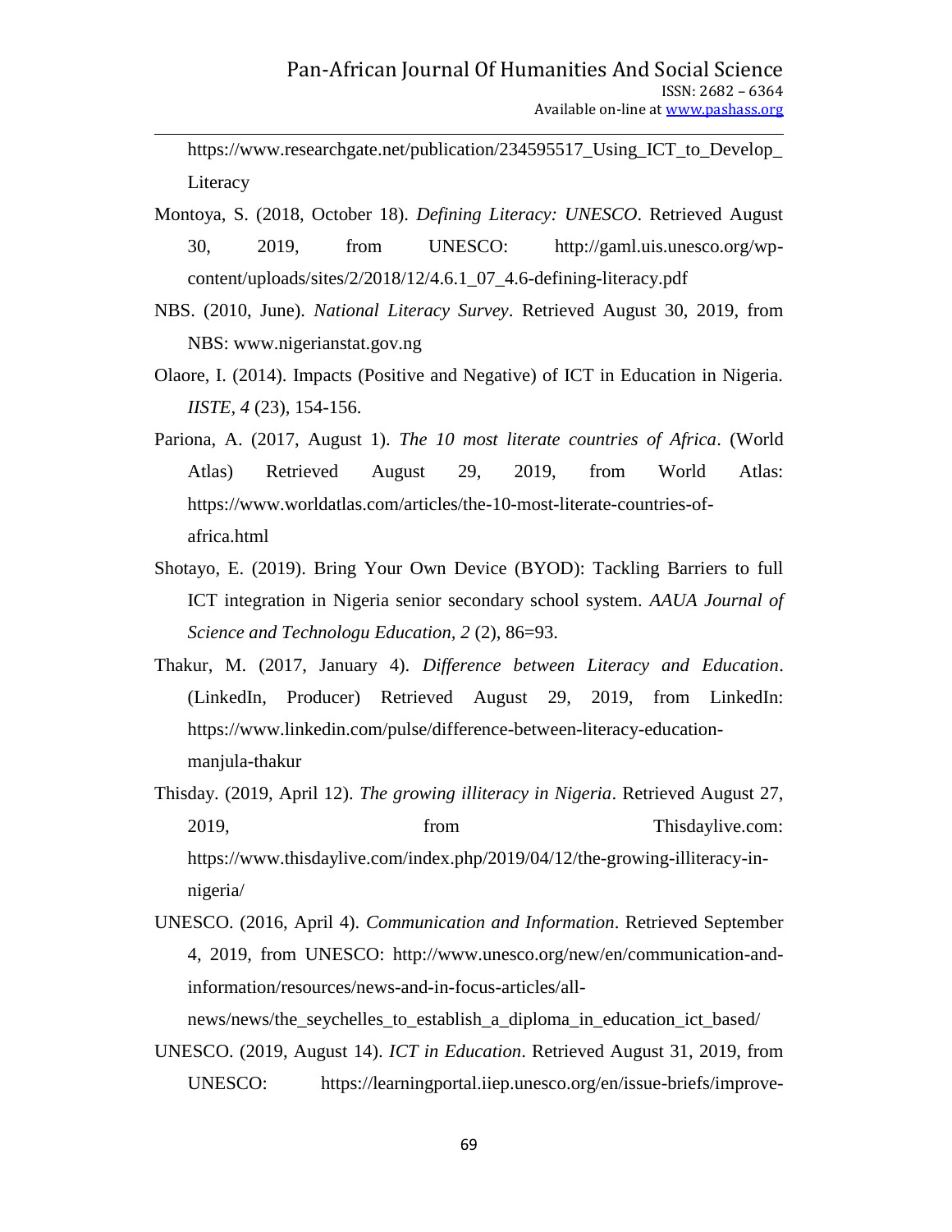https://www.researchgate.net/publication/234595517_Using_ICT_to_Develop_Literacy

Montoya, S. (2018, October 18). *Defining Literacy: UNESCO*. Retrieved August 30, 2019, from UNESCO: http://gaml.uis.unesco.org/wp-content/uploads/sites/2/2018/12/4.6.1_07_4.6-defining-literacy.pdf

NBS. (2010, June). *National Literacy Survey*. Retrieved August 30, 2019, from NBS: www.nigerianstat.gov.ng

Olaore, I. (2014). Impacts (Positive and Negative) of ICT in Education in Nigeria. *IISTE, 4* (23), 154-156.

Pariona, A. (2017, August 1). *The 10 most literate countries of Africa*. (World Atlas) Retrieved August 29, 2019, from World Atlas: https://www.worldatlas.com/articles/the-10-most-literate-countries-of-africa.html

Shotayo, E. (2019). Bring Your Own Device (BYOD): Tackling Barriers to full ICT integration in Nigeria senior secondary school system. *AAUA Journal of Science and Technologu Education, 2* (2), 86=93.

Thakur, M. (2017, January 4). *Difference between Literacy and Education*. (LinkedIn, Producer) Retrieved August 29, 2019, from LinkedIn: https://www.linkedin.com/pulse/difference-between-literacy-education-manjula-thakur

Thisday. (2019, April 12). *The growing illiteracy in Nigeria*. Retrieved August 27, 2019, from Thisdaylive.com: https://www.thisdaylive.com/index.php/2019/04/12/the-growing-illiteracy-in-nigeria/

UNESCO. (2016, April 4). *Communication and Information*. Retrieved September 4, 2019, from UNESCO: http://www.unesco.org/new/en/communication-and-information/resources/news-and-in-focus-articles/all-news/news/the_seychelles_to_establish_a_diploma_in_education_ict_based/

UNESCO. (2019, August 14). *ICT in Education*. Retrieved August 31, 2019, from UNESCO: https://learningportal.iiep.unesco.org/en/issue-briefs/improve-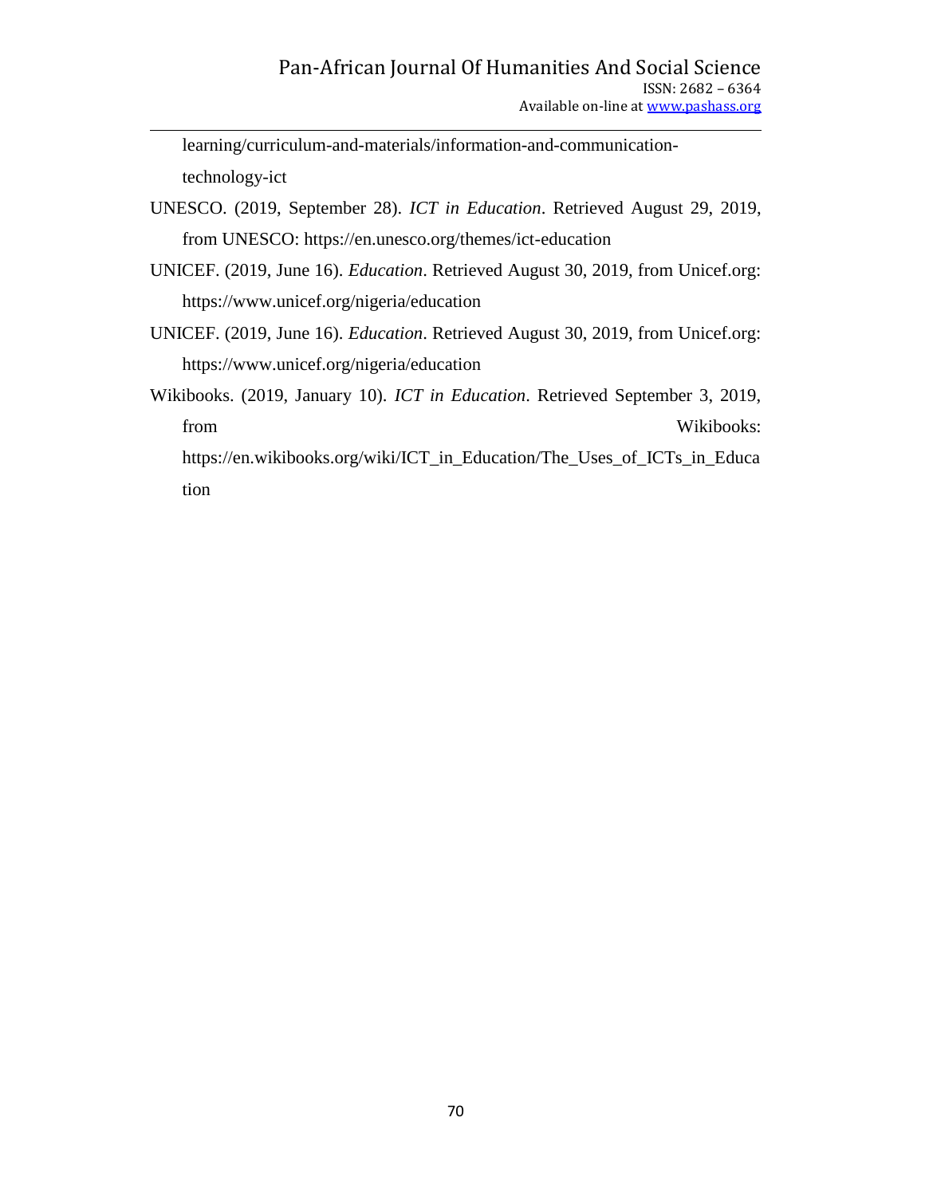learning/curriculum-and-materials/information-and-communication-technology-ict

UNESCO. (2019, September 28). *ICT in Education*. Retrieved August 29, 2019, from UNESCO: https://en.unesco.org/themes/ict-education

UNICEF. (2019, June 16). *Education*. Retrieved August 30, 2019, from Unicef.org: https://www.unicef.org/nigeria/education

UNICEF. (2019, June 16). *Education*. Retrieved August 30, 2019, from Unicef.org: https://www.unicef.org/nigeria/education

Wikibooks. (2019, January 10). *ICT in Education*. Retrieved September 3, 2019, from Wikibooks: https://en.wikibooks.org/wiki/ICT_in_Education/The_Uses_of_ICTs_in_Education